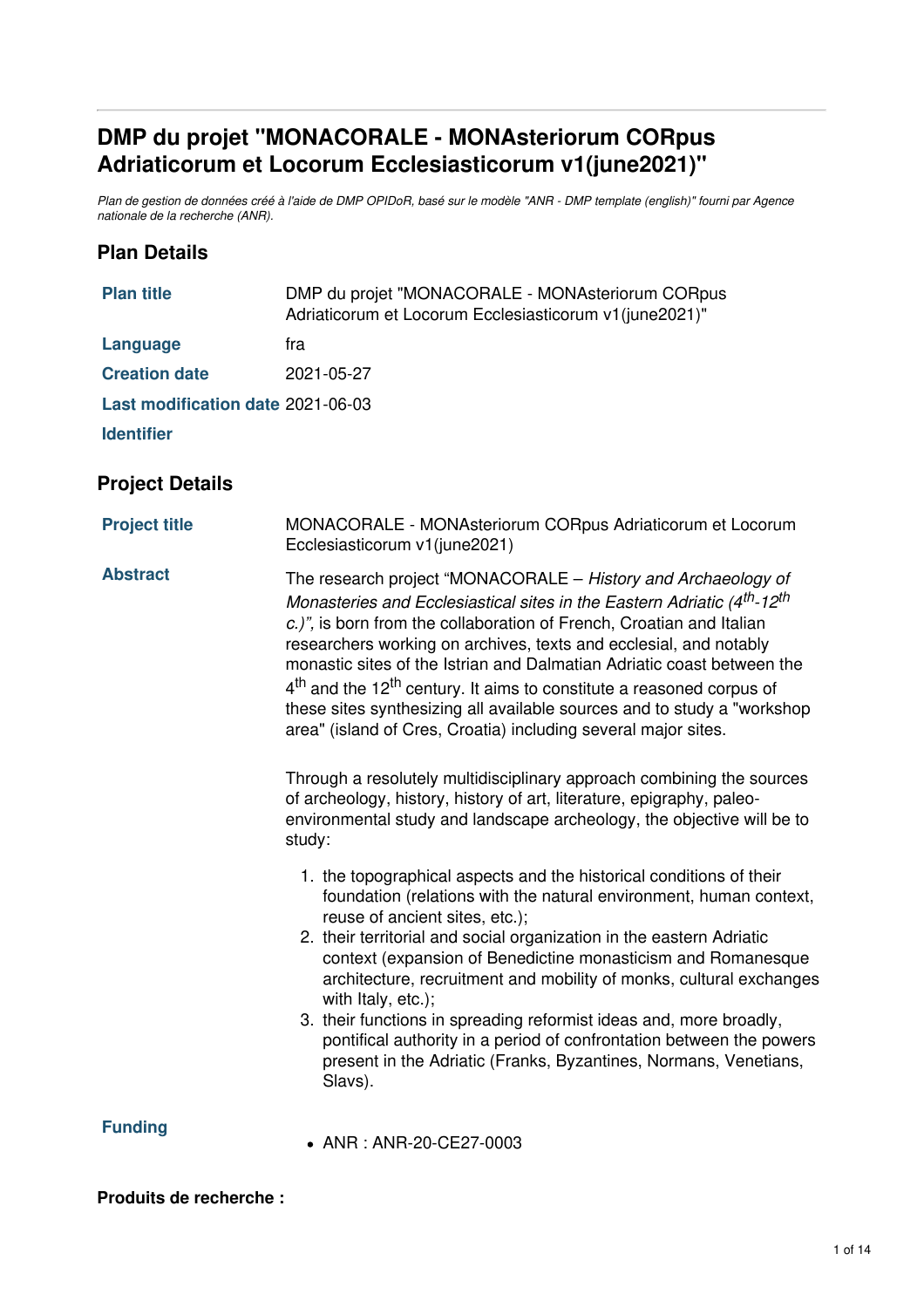# DMP du projet "MONACORALE - MONAsteriorum CORpus Adriaticorum et Locorum Ecclesiasticorum v1(june2021)"

*Plan de gestion de données créé à l'aide de DMP OPIDoR, basé sur le modèle "ANR - DMP template (english)" fourni par Agence nationale de la recherche (ANR).*

## Plan Details

| | |
|---|---|
| **Plan title** | DMP du projet "MONACORALE - MONAsteriorum CORpus Adriaticorum et Locorum Ecclesiasticorum v1(june2021)" |
| **Language** | fra |
| **Creation date** | 2021-05-27 |
| **Last modification date** | 2021-06-03 |
| **Identifier** | |

## Project Details

**Project title**

MONACORALE - MONAsteriorum CORpus Adriaticorum et Locorum Ecclesiasticorum v1(june2021)

**Abstract**

The research project "MONACORALE – *History and Archaeology of Monasteries and Ecclesiastical sites in the Eastern Adriatic (4th-12th c.)",* is born from the collaboration of French, Croatian and Italian researchers working on archives, texts and ecclesial, and notably monastic sites of the Istrian and Dalmatian Adriatic coast between the 4th and the 12th century. It aims to constitute a reasoned corpus of these sites synthesizing all available sources and to study a "workshop area" (island of Cres, Croatia) including several major sites.

Through a resolutely multidisciplinary approach combining the sources of archeology, history, history of art, literature, epigraphy, paleo-environmental study and landscape archeology, the objective will be to study:

1. the topographical aspects and the historical conditions of their foundation (relations with the natural environment, human context, reuse of ancient sites, etc.);
2. their territorial and social organization in the eastern Adriatic context (expansion of Benedictine monasticism and Romanesque architecture, recruitment and mobility of monks, cultural exchanges with Italy, etc.);
3. their functions in spreading reformist ideas and, more broadly, pontifical authority in a period of confrontation between the powers present in the Adriatic (Franks, Byzantines, Normans, Venetians, Slavs).

**Funding**

- ANR : ANR-20-CE27-0003

**Produits de recherche :**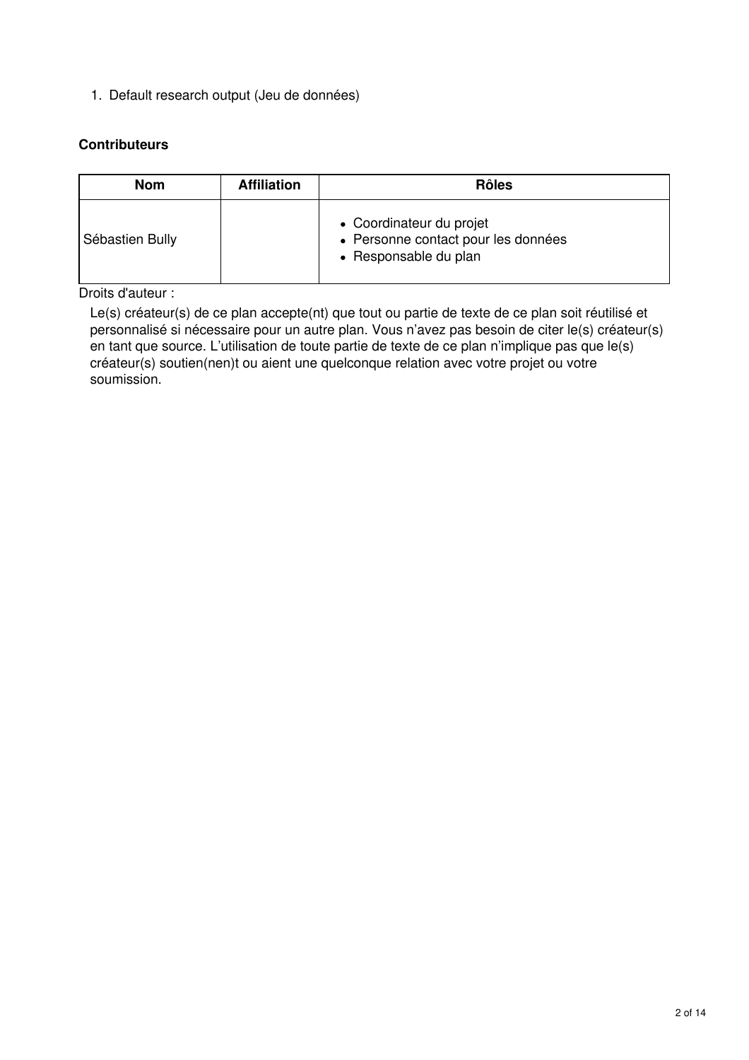1. Default research output (Jeu de données)

**Contributeurs**

| Nom | Affiliation | Rôles |
| --- | --- | --- |
| Sébastien Bully | | • Coordinateur du projet<br>• Personne contact pour les données<br>• Responsable du plan |

Droits d'auteur :

Le(s) créateur(s) de ce plan accepte(nt) que tout ou partie de texte de ce plan soit réutilisé et personnalisé si nécessaire pour un autre plan. Vous n'avez pas besoin de citer le(s) créateur(s) en tant que source. L'utilisation de toute partie de texte de ce plan n'implique pas que le(s) créateur(s) soutien(nen)t ou aient une quelconque relation avec votre projet ou votre soumission.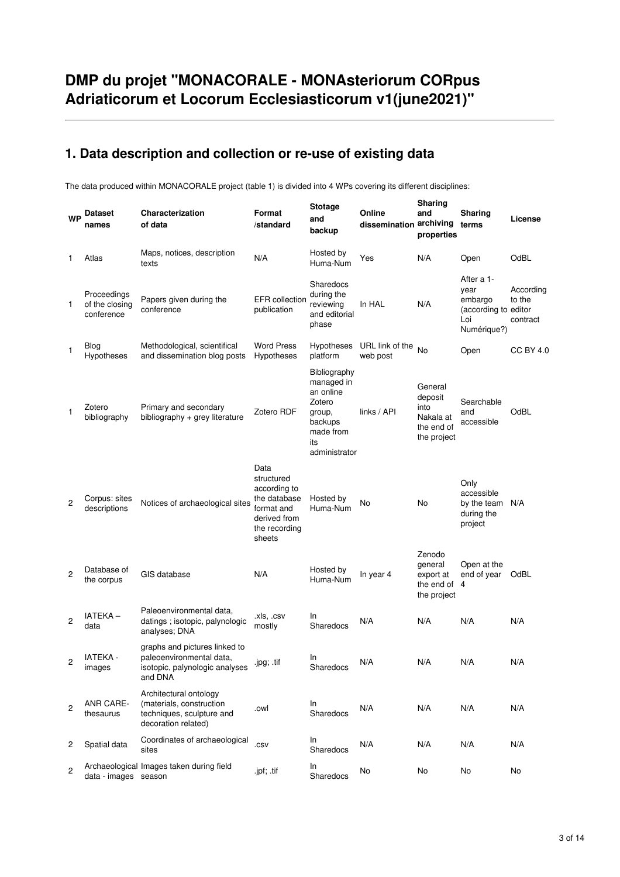# DMP du projet "MONACORALE - MONAsteriorum CORpus Adriaticorum et Locorum Ecclesiasticorum v1(june2021)"

## 1. Data description and collection or re-use of existing data

The data produced within MONACORALE project (table 1) is divided into 4 WPs covering its different disciplines:

| WP | Dataset names | Characterization of data | Format /standard | Stotage and backup | Online dissemination | Sharing and archiving properties | Sharing terms | License |
|---|---|---|---|---|---|---|---|---|
| 1 | Atlas | Maps, notices, description texts | N/A | Hosted by Huma-Num | Yes | N/A | Open | OdBL |
| 1 | Proceedings of the closing conference | Papers given during the conference | EFR collection publication | Sharedocs during the reviewing and editorial phase | In HAL | N/A | After a 1-year embargo (according to Loi Numérique?) | According to the editor contract |
| 1 | Blog Hypotheses | Methodological, scientifical and dissemination blog posts | Word Press Hypotheses | Hypotheses platform | URL link of the web post | No | Open | CC BY 4.0 |
| 1 | Zotero bibliography | Primary and secondary bibliography + grey literature | Zotero RDF | Bibliography managed in an online Zotero group, backups made from its administrator | links / API | General deposit into Nakala at the end of the project | Searchable and accessible | OdBL |
| 2 | Corpus: sites descriptions | Notices of archaeological sites | Data structured according to the database format and derived from the recording sheets | Hosted by Huma-Num | No | No | Only accessible by the team during the project | N/A |
| 2 | Database of the corpus | GIS database | N/A | Hosted by Huma-Num | In year 4 | Zenodo general export at the end of the project | Open at the end of year 4 | OdBL |
| 2 | IATEKA – data | Paleoenvironmental data, datings ; isotopic, palynologic analyses; DNA | .xls, .csv mostly | In Sharedocs | N/A | N/A | N/A | N/A |
| 2 | IATEKA - images | graphs and pictures linked to paleoenvironmental data, isotopic, palynologic analyses and DNA | .jpg; .tif | In Sharedocs | N/A | N/A | N/A | N/A |
| 2 | ANR CARE-thesaurus | Architectural ontology (materials, construction techniques, sculpture and decoration related) | .owl | In Sharedocs | N/A | N/A | N/A | N/A |
| 2 | Spatial data | Coordinates of archaeological sites | .csv | In Sharedocs | N/A | N/A | N/A | N/A |
| 2 | Archaeological data - images | Images taken during field season | .jpf; .tif | In Sharedocs | No | No | No | No |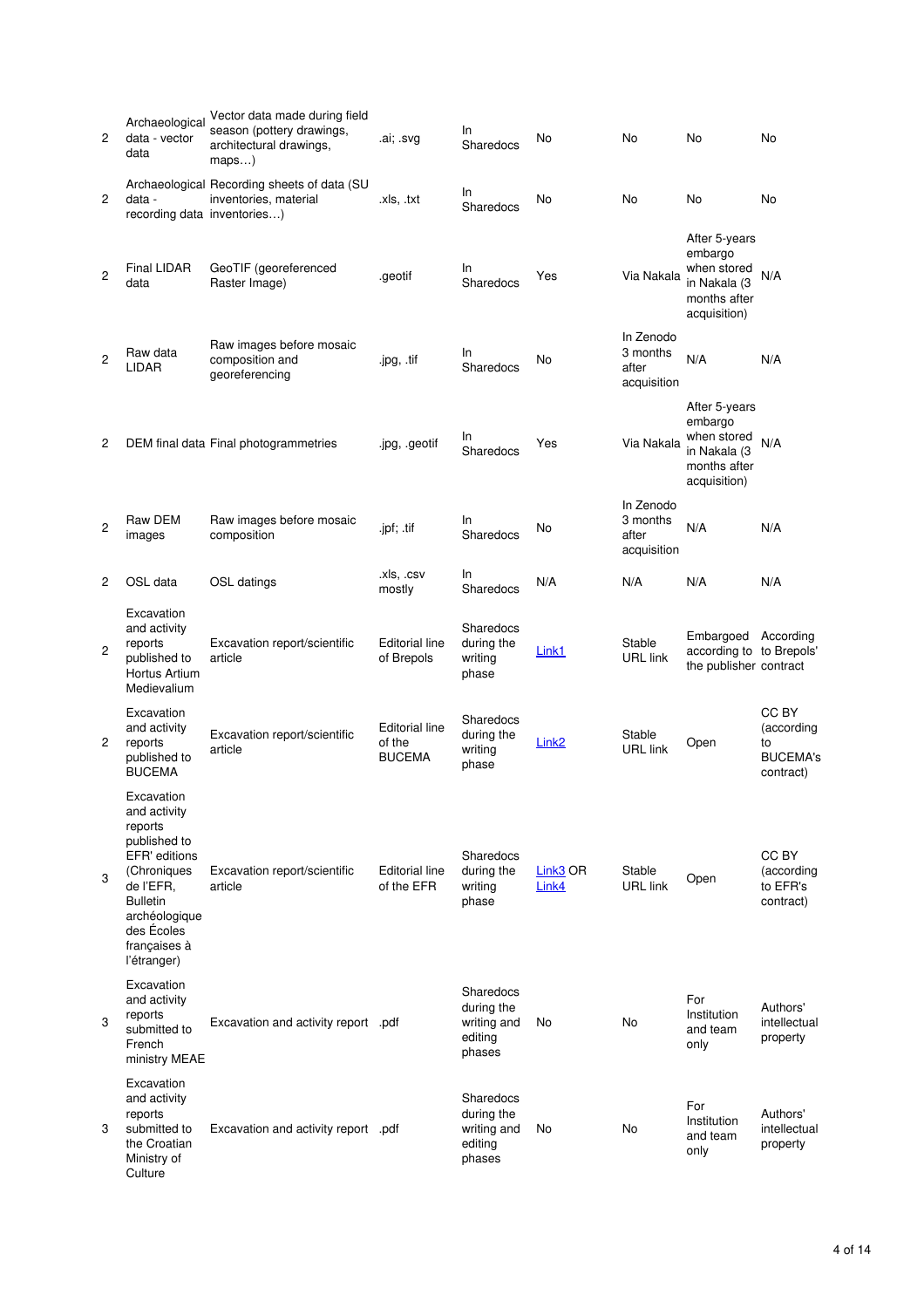| | | | | | | | | |
|---|---|---|---|---|---|---|---|---|
| 2 | Archaeological data - vector data | Vector data made during field season (pottery drawings, architectural drawings, maps…) | .ai; .svg | In Sharedocs | No | No | No | No |
| 2 | Archaeological data - recording data | Recording sheets of data (SU inventories, material inventories…) | .xls, .txt | In Sharedocs | No | No | No | No |
| 2 | Final LIDAR data | GeoTIF (georeferenced Raster Image) | .geotif | In Sharedocs | Yes | Via Nakala | After 5-years embargo when stored in Nakala (3 months after acquisition) | N/A |
| 2 | Raw data LIDAR | Raw images before mosaic composition and georeferencing | .jpg, .tif | In Sharedocs | No | In Zenodo 3 months after acquisition | N/A | N/A |
| 2 | DEM final data | Final photogrammetries | .jpg, .geotif | In Sharedocs | Yes | Via Nakala | After 5-years embargo when stored in Nakala (3 months after acquisition) | N/A |
| 2 | Raw DEM images | Raw images before mosaic composition | .jpf; .tif | In Sharedocs | No | In Zenodo 3 months after acquisition | N/A | N/A |
| 2 | OSL data | OSL datings | .xls, .csv mostly | In Sharedocs | N/A | N/A | N/A | N/A |
| 2 | Excavation and activity reports published to Hortus Artium Medievalium | Excavation report/scientific article | Editorial line of Brepols | Sharedocs during the writing phase | Link1 | Stable URL link | Embargoed according to the publisher | According to Brepols' contract |
| 2 | Excavation and activity reports published to BUCEMA | Excavation report/scientific article | Editorial line of the BUCEMA | Sharedocs during the writing phase | Link2 | Stable URL link | Open | CC BY (according to BUCEMA's contract) |
| 3 | Excavation and activity reports published to EFR' editions (Chroniques de l'EFR, Bulletin archéologique des Écoles françaises à l'étranger) | Excavation report/scientific article | Editorial line of the EFR | Sharedocs during the writing phase | Link3 OR Link4 | Stable URL link | Open | CC BY (according to EFR's contract) |
| 3 | Excavation and activity reports submitted to French ministry MEAE | Excavation and activity report | .pdf | Sharedocs during the writing and editing phases | No | No | For Institution and team only | Authors' intellectual property |
| 3 | Excavation and activity reports submitted to the Croatian Ministry of Culture | Excavation and activity report | .pdf | Sharedocs during the writing and editing phases | No | No | For Institution and team only | Authors' intellectual property |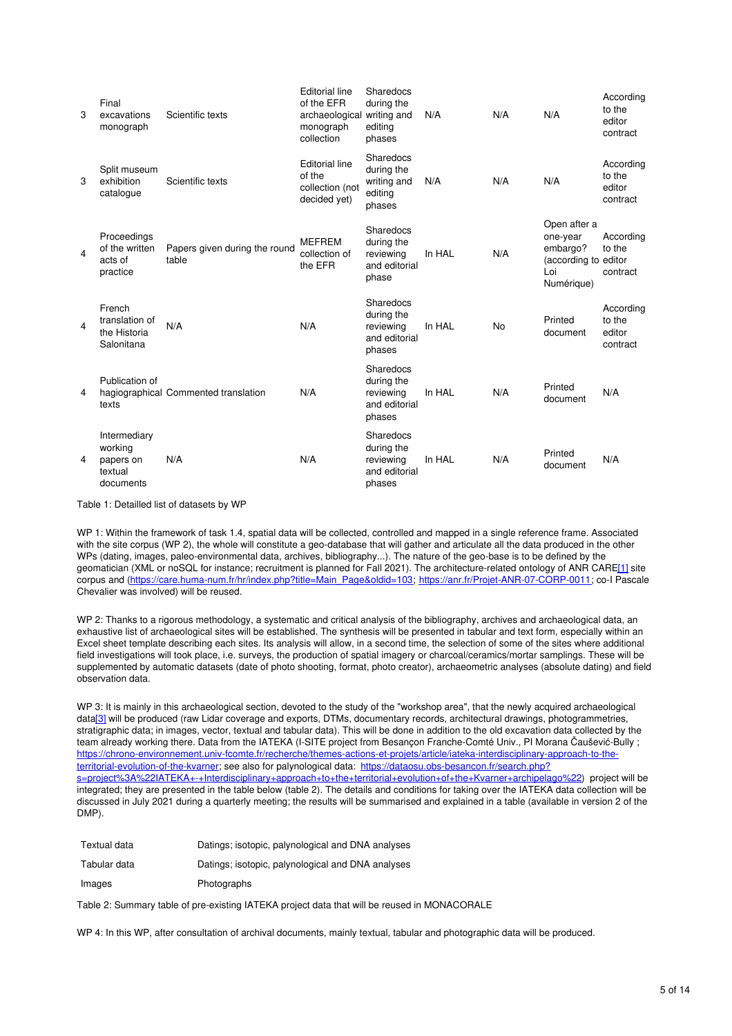| | | | | | | | | |
|---|---|---|---|---|---|---|---|---|
| 3 | Final excavations monograph | Scientific texts | Editorial line of the EFR archaeological monograph collection | Sharedocs during the writing and editing phases | N/A | N/A | N/A | According to the editor contract |
| 3 | Split museum exhibition catalogue | Scientific texts | Editorial line of the collection (not decided yet) | Sharedocs during the writing and editing phases | N/A | N/A | N/A | According to the editor contract |
| 4 | Proceedings of the written acts of practice | Papers given during the round table | MEFREM collection of the EFR | Sharedocs during the reviewing and editorial phase | In HAL | N/A | Open after a one-year embargo? (according to Loi Numérique) | According to the editor contract |
| 4 | French translation of the Historia Salonitana | N/A | N/A | Sharedocs during the reviewing and editorial phases | In HAL | No | Printed document | According to the editor contract |
| 4 | Publication of hagiographical texts | Commented translation | N/A | Sharedocs during the reviewing and editorial phases | In HAL | N/A | Printed document | N/A |
| 4 | Intermediary working papers on textual documents | N/A | N/A | Sharedocs during the reviewing and editorial phases | In HAL | N/A | Printed document | N/A |

Table 1: Detailled list of datasets by WP

WP 1: Within the framework of task 1.4, spatial data will be collected, controlled and mapped in a single reference frame. Associated with the site corpus (WP 2), the whole will constitute a geo-database that will gather and articulate all the data produced in the other WPs (dating, images, paleo-environmental data, archives, bibliography...). The nature of the geo-base is to be defined by the geomatician (XML or noSQL for instance; recruitment is planned for Fall 2021). The architecture-related ontology of ANR CARE[1] site corpus and (https://care.huma-num.fr/hr/index.php?title=Main_Page&oldid=103; https://anr.fr/Projet-ANR-07-CORP-0011; co-I Pascale Chevalier was involved) will be reused.

WP 2: Thanks to a rigorous methodology, a systematic and critical analysis of the bibliography, archives and archaeological data, an exhaustive list of archaeological sites will be established. The synthesis will be presented in tabular and text form, especially within an Excel sheet template describing each sites. Its analysis will allow, in a second time, the selection of some of the sites where additional field investigations will took place, i.e. surveys, the production of spatial imagery or charcoal/ceramics/mortar samplings. These will be supplemented by automatic datasets (date of photo shooting, format, photo creator), archaeometric analyses (absolute dating) and field observation data.

WP 3: It is mainly in this archaeological section, devoted to the study of the "workshop area", that the newly acquired archaeological data[3] will be produced (raw Lidar coverage and exports, DTMs, documentary records, architectural drawings, photogrammetries, stratigraphic data; in images, vector, textual and tabular data). This will be done in addition to the old excavation data collected by the team already working there. Data from the IATEKA (I-SITE project from Besançon Franche-Comté Univ., PI Morana Čaušević-Bully ; https://chrono-environnement.univ-fcomte.fr/recherche/themes-actions-et-projets/article/iateka-interdisciplinary-approach-to-the-territorial-evolution-of-the-kvarner; see also for palynological data: https://dataosu.obs-besancon.fr/search.php?s=project%3A%22IATEKA+-+Interdisciplinary+approach+to+the+territorial+evolution+of+the+Kvarner+archipelago%22) project will be integrated; they are presented in the table below (table 2). The details and conditions for taking over the IATEKA data collection will be discussed in July 2021 during a quarterly meeting; the results will be summarised and explained in a table (available in version 2 of the DMP).

| | |
|---|---|
| Textual data | Datings; isotopic, palynological and DNA analyses |
| Tabular data | Datings; isotopic, palynological and DNA analyses |
| Images | Photographs |

Table 2: Summary table of pre-existing IATEKA project data that will be reused in MONACORALE

WP 4: In this WP, after consultation of archival documents, mainly textual, tabular and photographic data will be produced.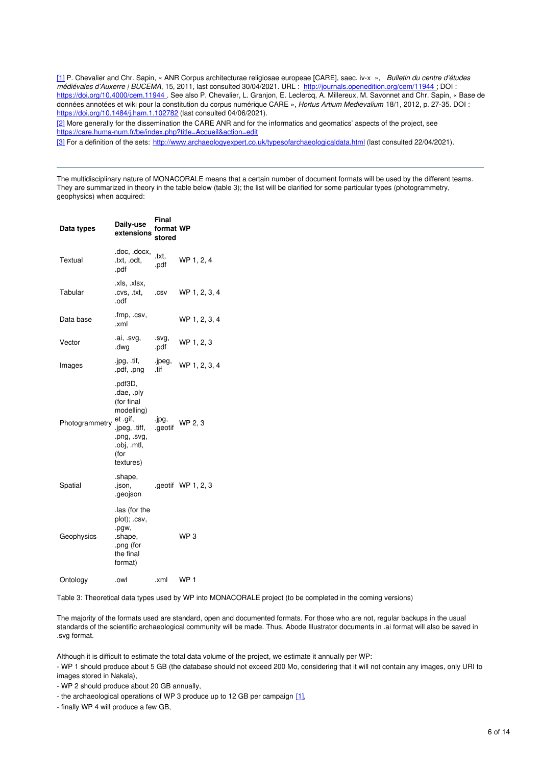[1] P. Chevalier and Chr. Sapin, « ANR Corpus architecturae religiosae europeae [CARE], saec. iv-x », *Bulletin du centre d'études médiévales d'Auxerre | BUCEMA*, 15, 2011, last consulted 30/04/2021. URL : http://journals.openedition.org/cem/11944 ; DOI : https://doi.org/10.4000/cem.11944 . See also P. Chevalier, L. Granjon, E. Leclercq, A. Millereux, M. Savonnet and Chr. Sapin, « Base de données annotées et wiki pour la constitution du corpus numérique CARE », *Hortus Artium Medievalium* 18/1, 2012, p. 27-35. DOI : https://doi.org/10.1484/j.ham.1.102782 (last consulted 04/06/2021).

[2] More generally for the dissemination the CARE ANR and for the informatics and geomatics' aspects of the project, see https://care.huma-num.fr/be/index.php?title=Accueil&action=edit

[3] For a definition of the sets: http://www.archaeologyexpert.co.uk/typesofarchaeologicaldata.html (last consulted 22/04/2021).

---

The multidisciplinary nature of MONACORALE means that a certain number of document formats will be used by the different teams. They are summarized in theory in the table below (table 3); the list will be clarified for some particular types (photogrammetry, geophysics) when acquired:

| Data types | Daily-use extensions | Final format stored | WP |
|---|---|---|---|
| Textual | .doc, .docx, .txt, .odt, .pdf | .txt, .pdf | WP 1, 2, 4 |
| Tabular | .xls, .xlsx, .cvs, .txt, .odf | .csv | WP 1, 2, 3, 4 |
| Data base | .fmp, .csv, .xml | | WP 1, 2, 3, 4 |
| Vector | .ai, .svg, .dwg | .svg, .pdf | WP 1, 2, 3 |
| Images | .jpg, .tif, .pdf, .png | .jpeg, .tif | WP 1, 2, 3, 4 |
| Photogrammetry | .pdf3D, .dae, .ply (for final modelling) et .gif, .jpeg, .tiff, .png, .svg, .obj, .mtl, (for textures) | .jpg, .geotif | WP 2, 3 |
| Spatial | .shape, .json, .geojson | .geotif | WP 1, 2, 3 |
| Geophysics | .las (for the plot); .csv, .pgw, .shape, .png (for the final format) | | WP 3 |
| Ontology | .owl | .xml | WP 1 |

Table 3: Theoretical data types used by WP into MONACORALE project (to be completed in the coming versions)

The majority of the formats used are standard, open and documented formats. For those who are not, regular backups in the usual standards of the scientific archaeological community will be made. Thus, Abode Illustrator documents in .ai format will also be saved in .svg format.

Although it is difficult to estimate the total data volume of the project, we estimate it annually per WP:

- WP 1 should produce about 5 GB (the database should not exceed 200 Mo, considering that it will not contain any images, only URI to images stored in Nakala),
- WP 2 should produce about 20 GB annually,
- the archaeological operations of WP 3 produce up to 12 GB per campaign [1],
- finally WP 4 will produce a few GB,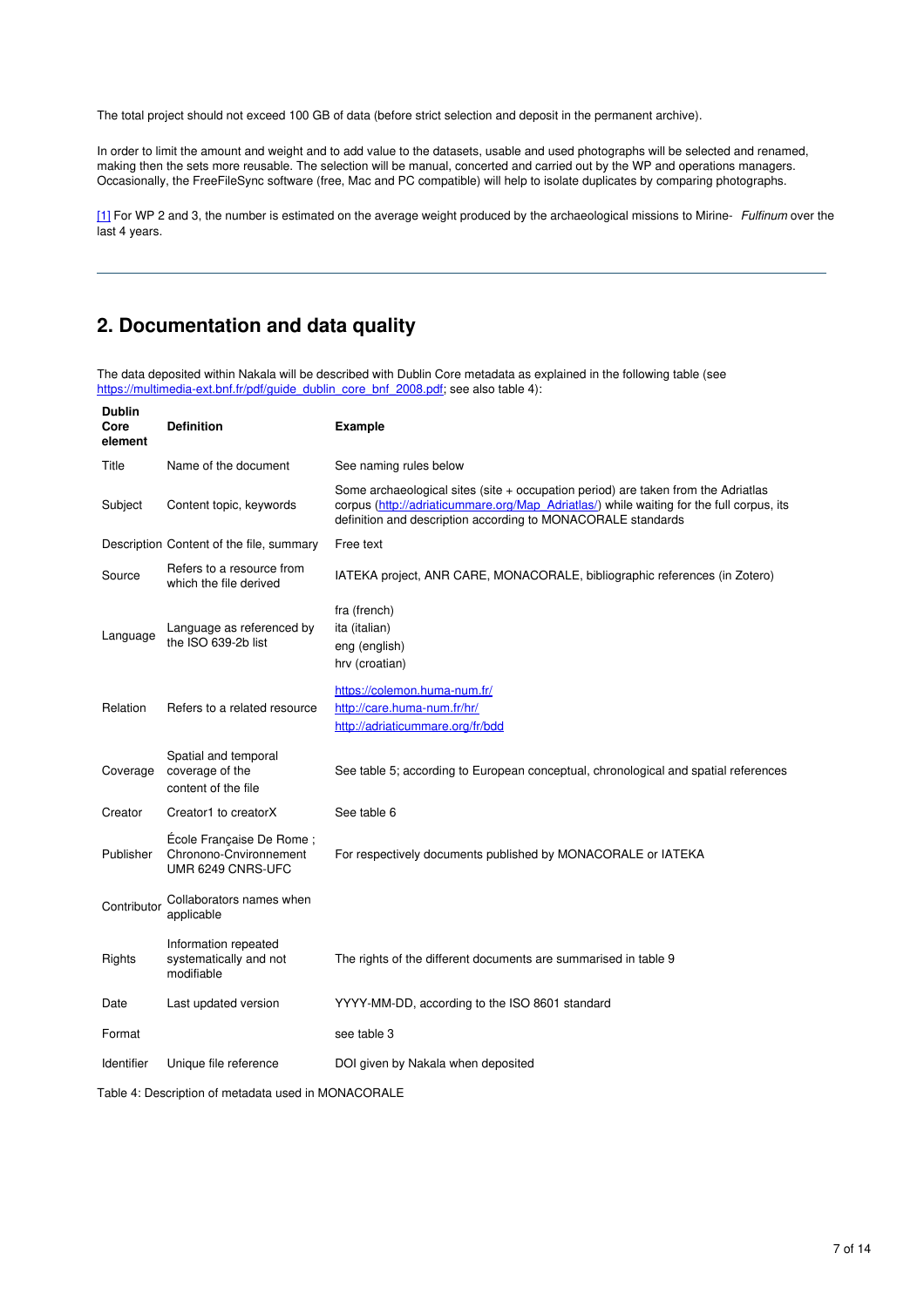The total project should not exceed 100 GB of data (before strict selection and deposit in the permanent archive).

In order to limit the amount and weight and to add value to the datasets, usable and used photographs will be selected and renamed, making then the sets more reusable. The selection will be manual, concerted and carried out by the WP and operations managers. Occasionally, the FreeFileSync software (free, Mac and PC compatible) will help to isolate duplicates by comparing photographs.

[1] For WP 2 and 3, the number is estimated on the average weight produced by the archaeological missions to Mirine- *Fulfinum* over the last 4 years.

---

## 2. Documentation and data quality

The data deposited within Nakala will be described with Dublin Core metadata as explained in the following table (see https://multimedia-ext.bnf.fr/pdf/guide_dublin_core_bnf_2008.pdf; see also table 4):

| Dublin Core element | Definition | Example |
|---|---|---|
| Title | Name of the document | See naming rules below |
| Subject | Content topic, keywords | Some archaeological sites (site + occupation period) are taken from the Adriatlas corpus (http://adriaticummare.org/Map_Adriatlas/) while waiting for the full corpus, its definition and description according to MONACORALE standards |
| Description | Content of the file, summary | Free text |
| Source | Refers to a resource from which the file derived | IATEKA project, ANR CARE, MONACORALE, bibliographic references (in Zotero) |
| Language | Language as referenced by the ISO 639-2b list | fra (french)<br>ita (italian)<br>eng (english)<br>hrv (croatian) |
| Relation | Refers to a related resource | https://colemon.huma-num.fr/<br>http://care.huma-num.fr/hr/<br>http://adriaticummare.org/fr/bdd |
| Coverage | Spatial and temporal coverage of the content of the file | See table 5; according to European conceptual, chronological and spatial references |
| Creator | Creator1 to creatorX | See table 6 |
| Publisher | École Française De Rome ; Chronono-Cnvironnement UMR 6249 CNRS-UFC | For respectively documents published by MONACORALE or IATEKA |
| Contributor | Collaborators names when applicable | |
| Rights | Information repeated systematically and not modifiable | The rights of the different documents are summarised in table 9 |
| Date | Last updated version | YYYY-MM-DD, according to the ISO 8601 standard |
| Format | | see table 3 |
| Identifier | Unique file reference | DOI given by Nakala when deposited |

Table 4: Description of metadata used in MONACORALE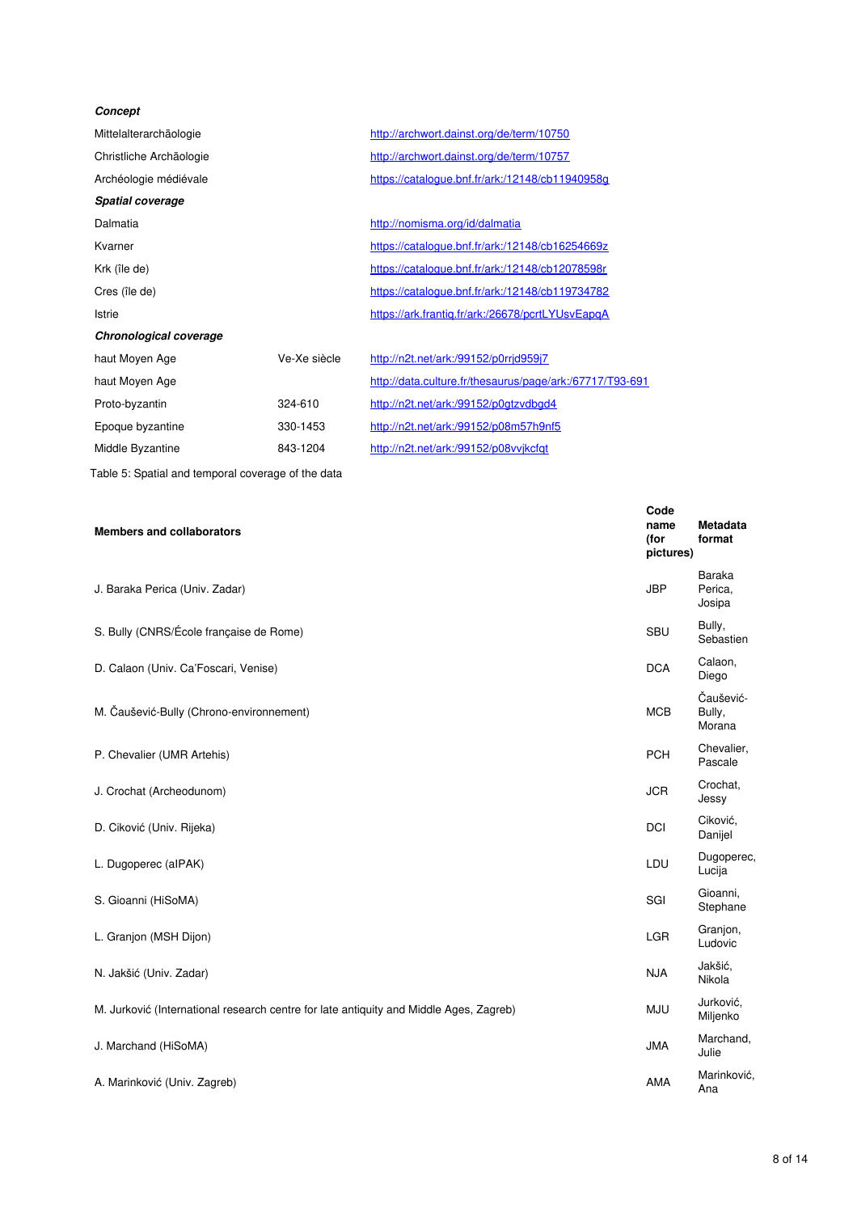| | | |
|---|---|---|
| ***Concept*** | | |
| Mittelalterarchäologie | | http://archwort.dainst.org/de/term/10750 |
| Christliche Archäologie | | http://archwort.dainst.org/de/term/10757 |
| Archéologie médiévale | | https://catalogue.bnf.fr/ark:/12148/cb11940958g |
| ***Spatial coverage*** | | |
| Dalmatia | | http://nomisma.org/id/dalmatia |
| Kvarner | | https://catalogue.bnf.fr/ark:/12148/cb16254669z |
| Krk (île de) | | https://catalogue.bnf.fr/ark:/12148/cb12078598r |
| Cres (île de) | | https://catalogue.bnf.fr/ark:/12148/cb119734782 |
| Istrie | | https://ark.frantiq.fr/ark:/26678/pcrtLYUsvEapqA |
| ***Chronological coverage*** | | |
| haut Moyen Age | Ve-Xe siècle | http://n2t.net/ark:/99152/p0rrjd959j7 |
| haut Moyen Age | | http://data.culture.fr/thesaurus/page/ark:/67717/T93-691 |
| Proto-byzantin | 324-610 | http://n2t.net/ark:/99152/p0gtzvdbgd4 |
| Epoque byzantine | 330-1453 | http://n2t.net/ark:/99152/p08m57h9nf5 |
| Middle Byzantine | 843-1204 | http://n2t.net/ark:/99152/p08vvjkcfqt |

Table 5: Spatial and temporal coverage of the data

| Members and collaborators | Code name (for pictures) | Metadata format |
|---|---|---|
| J. Baraka Perica (Univ. Zadar) | JBP | Baraka Perica, Josipa |
| S. Bully (CNRS/École française de Rome) | SBU | Bully, Sebastien |
| D. Calaon (Univ. Ca'Foscari, Venise) | DCA | Calaon, Diego |
| M. Čaušević-Bully (Chrono-environnement) | MCB | Čaušević-Bully, Morana |
| P. Chevalier (UMR Artehis) | PCH | Chevalier, Pascale |
| J. Crochat (Archeodunom) | JCR | Crochat, Jessy |
| D. Ciković (Univ. Rijeka) | DCI | Ciković, Danijel |
| L. Dugoperec (aIPAK) | LDU | Dugoperec, Lucija |
| S. Gioanni (HiSoMA) | SGI | Gioanni, Stephane |
| L. Granjon (MSH Dijon) | LGR | Granjon, Ludovic |
| N. Jakšić (Univ. Zadar) | NJA | Jakšić, Nikola |
| M. Jurković (International research centre for late antiquity and Middle Ages, Zagreb) | MJU | Jurković, Miljenko |
| J. Marchand (HiSoMA) | JMA | Marchand, Julie |
| A. Marinković (Univ. Zagreb) | AMA | Marinković, Ana |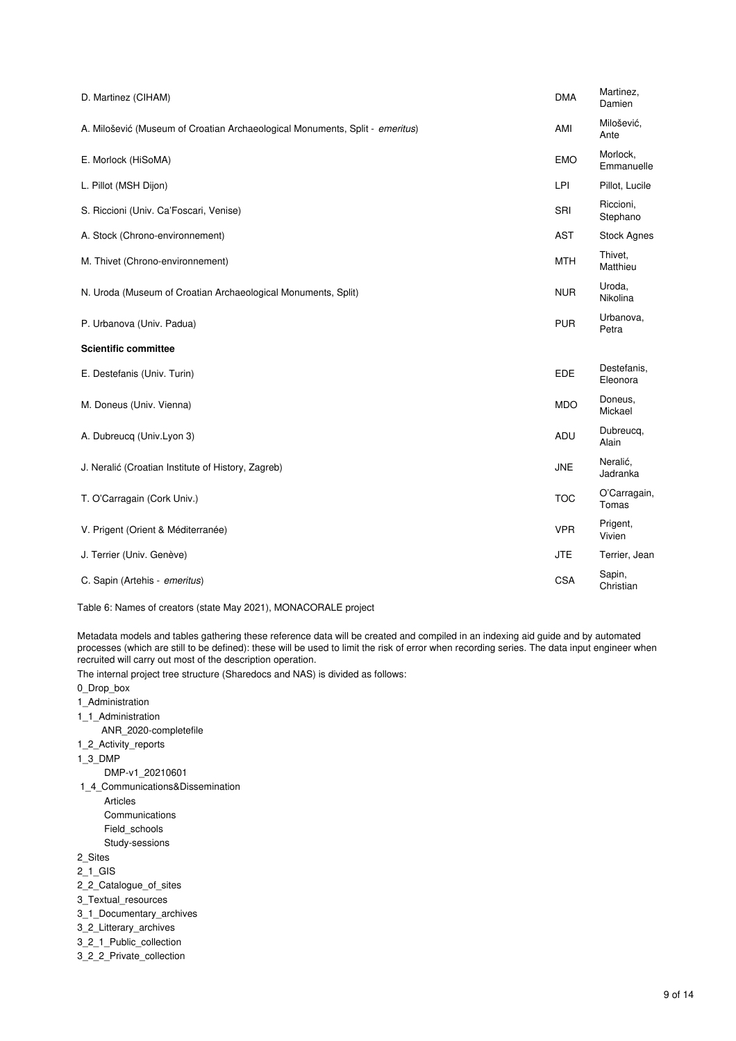| | | |
|---|---|---|
| D. Martinez (CIHAM) | DMA | Martinez, Damien |
| A. Milošević (Museum of Croatian Archaeological Monuments, Split - *emeritus*) | AMI | Milošević, Ante |
| E. Morlock (HiSoMA) | EMO | Morlock, Emmanuelle |
| L. Pillot (MSH Dijon) | LPI | Pillot, Lucile |
| S. Riccioni (Univ. Ca'Foscari, Venise) | SRI | Riccioni, Stephano |
| A. Stock (Chrono-environnement) | AST | Stock Agnes |
| M. Thivet (Chrono-environnement) | MTH | Thivet, Matthieu |
| N. Uroda (Museum of Croatian Archaeological Monuments, Split) | NUR | Uroda, Nikolina |
| P. Urbanova (Univ. Padua) | PUR | Urbanova, Petra |
| **Scientific committee** | | |
| E. Destefanis (Univ. Turin) | EDE | Destefanis, Eleonora |
| M. Doneus (Univ. Vienna) | MDO | Doneus, Mickael |
| A. Dubreucq (Univ.Lyon 3) | ADU | Dubreucq, Alain |
| J. Neralić (Croatian Institute of History, Zagreb) | JNE | Neralić, Jadranka |
| T. O'Carragain (Cork Univ.) | TOC | O'Carragain, Tomas |
| V. Prigent (Orient & Méditerranée) | VPR | Prigent, Vivien |
| J. Terrier (Univ. Genève) | JTE | Terrier, Jean |
| C. Sapin (Artehis - *emeritus*) | CSA | Sapin, Christian |

Table 6: Names of creators (state May 2021), MONACORALE project

Metadata models and tables gathering these reference data will be created and compiled in an indexing aid guide and by automated processes (which are still to be defined): these will be used to limit the risk of error when recording series. The data input engineer when recruited will carry out most of the description operation.

The internal project tree structure (Sharedocs and NAS) is divided as follows:

0_Drop_box  
1_Administration  
1_1_Administration  
    ANR_2020-completefile  
1_2_Activity_reports  
1_3_DMP  
    DMP-v1_20210601  
1_4_Communications&Dissemination  
    Articles  
    Communications  
    Field_schools  
    Study-sessions  
2_Sites  
2_1_GIS  
2_2_Catalogue_of_sites  
3_Textual_resources  
3_1_Documentary_archives  
3_2_Litterary_archives  
3_2_1_Public_collection  
3_2_2_Private_collection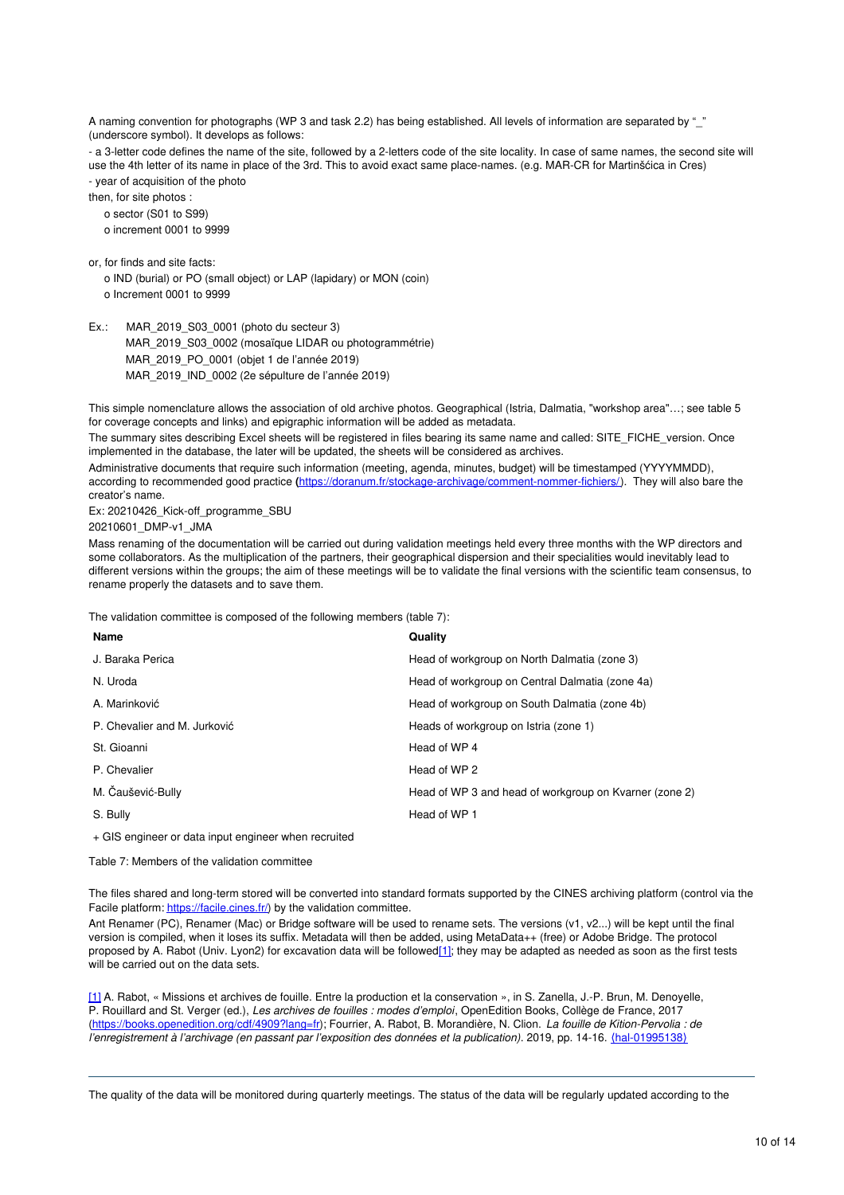A naming convention for photographs (WP 3 and task 2.2) has being established. All levels of information are separated by "_" (underscore symbol). It develops as follows:

- a 3-letter code defines the name of the site, followed by a 2-letters code of the site locality. In case of same names, the second site will use the 4th letter of its name in place of the 3rd. This to avoid exact same place-names. (e.g. MAR-CR for Martinšćica in Cres)
- year of acquisition of the photo

then, for site photos :

- o sector (S01 to S99)
- o increment 0001 to 9999

or, for finds and site facts:

- o IND (burial) or PO (small object) or LAP (lapidary) or MON (coin)
- o Increment 0001 to 9999

Ex.: MAR_2019_S03_0001 (photo du secteur 3)
MAR_2019_S03_0002 (mosaïque LIDAR ou photogrammétrie)
MAR_2019_PO_0001 (objet 1 de l'année 2019)
MAR_2019_IND_0002 (2e sépulture de l'année 2019)

This simple nomenclature allows the association of old archive photos. Geographical (Istria, Dalmatia, "workshop area"…; see table 5 for coverage concepts and links) and epigraphic information will be added as metadata.

The summary sites describing Excel sheets will be registered in files bearing its same name and called: SITE_FICHE_version. Once implemented in the database, the later will be updated, the sheets will be considered as archives.

Administrative documents that require such information (meeting, agenda, minutes, budget) will be timestamped (YYYYMMDD), according to recommended good practice (https://doranum.fr/stockage-archivage/comment-nommer-fichiers/). They will also bare the creator's name.

Ex: 20210426_Kick-off_programme_SBU

20210601_DMP-v1_JMA

Mass renaming of the documentation will be carried out during validation meetings held every three months with the WP directors and some collaborators. As the multiplication of the partners, their geographical dispersion and their specialities would inevitably lead to different versions within the groups; the aim of these meetings will be to validate the final versions with the scientific team consensus, to rename properly the datasets and to save them.

The validation committee is composed of the following members (table 7):

| Name | Quality |
|---|---|
| J. Baraka Perica | Head of workgroup on North Dalmatia (zone 3) |
| N. Uroda | Head of workgroup on Central Dalmatia (zone 4a) |
| A. Marinković | Head of workgroup on South Dalmatia (zone 4b) |
| P. Chevalier and M. Jurković | Heads of workgroup on Istria (zone 1) |
| St. Gioanni | Head of WP 4 |
| P. Chevalier | Head of WP 2 |
| M. Čaušević-Bully | Head of WP 3 and head of workgroup on Kvarner (zone 2) |
| S. Bully | Head of WP 1 |

+ GIS engineer or data input engineer when recruited

Table 7: Members of the validation committee

The files shared and long-term stored will be converted into standard formats supported by the CINES archiving platform (control via the Facile platform: https://facile.cines.fr/) by the validation committee.

Ant Renamer (PC), Renamer (Mac) or Bridge software will be used to rename sets. The versions (v1, v2...) will be kept until the final version is compiled, when it loses its suffix. Metadata will then be added, using MetaData++ (free) or Adobe Bridge. The protocol proposed by A. Rabot (Univ. Lyon2) for excavation data will be followed[1]; they may be adapted as needed as soon as the first tests will be carried out on the data sets.

[1] A. Rabot, « Missions et archives de fouille. Entre la production et la conservation », in S. Zanella, J.-P. Brun, M. Denoyelle, P. Rouillard and St. Verger (ed.), *Les archives de fouilles : modes d'emploi*, OpenEdition Books, Collège de France, 2017 (https://books.openedition.org/cdf/4909?lang=fr); Fourrier, A. Rabot, B. Morandière, N. Clion. *La fouille de Kition-Pervolia : de l'enregistrement à l'archivage (en passant par l'exposition des données et la publication).* 2019, pp. 14-16. (hal-01995138)

---

The quality of the data will be monitored during quarterly meetings. The status of the data will be regularly updated according to the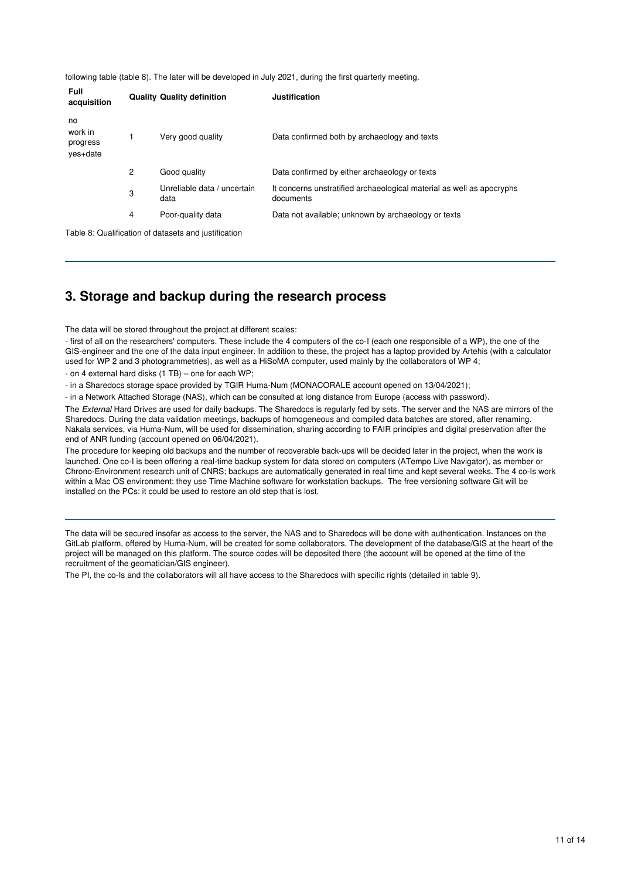following table (table 8). The later will be developed in July 2021, during the first quarterly meeting.

| Full acquisition | Quality | Quality definition | Justification |
|---|---|---|---|
| no<br>work in progress<br>yes+date | 1 | Very good quality | Data confirmed both by archaeology and texts |
| | 2 | Good quality | Data confirmed by either archaeology or texts |
| | 3 | Unreliable data / uncertain data | It concerns unstratified archaeological material as well as apocryphs documents |
| | 4 | Poor-quality data | Data not available; unknown by archaeology or texts |

Table 8: Qualification of datasets and justification

## 3. Storage and backup during the research process

The data will be stored throughout the project at different scales:

- first of all on the researchers' computers. These include the 4 computers of the co-I (each one responsible of a WP), the one of the GIS-engineer and the one of the data input engineer. In addition to these, the project has a laptop provided by Artehis (with a calculator used for WP 2 and 3 photogrammetries), as well as a HiSoMA computer, used mainly by the collaborators of WP 4;
- on 4 external hard disks (1 TB) – one for each WP;
- in a Sharedocs storage space provided by TGIR Huma-Num (MONACORALE account opened on 13/04/2021);
- in a Network Attached Storage (NAS), which can be consulted at long distance from Europe (access with password).

The *External* Hard Drives are used for daily backups. The Sharedocs is regularly fed by sets. The server and the NAS are mirrors of the Sharedocs. During the data validation meetings, backups of homogeneous and compiled data batches are stored, after renaming. Nakala services, via Huma-Num, will be used for dissemination, sharing according to FAIR principles and digital preservation after the end of ANR funding (account opened on 06/04/2021).

The procedure for keeping old backups and the number of recoverable back-ups will be decided later in the project, when the work is launched. One co-I is been offering a real-time backup system for data stored on computers (ATempo Live Navigator), as member or Chrono-Environment research unit of CNRS; backups are automatically generated in real time and kept several weeks. The 4 co-Is work within a Mac OS environment: they use Time Machine software for workstation backups. The free versioning software Git will be installed on the PCs: it could be used to restore an old step that is lost.

---

The data will be secured insofar as access to the server, the NAS and to Sharedocs will be done with authentication. Instances on the GitLab platform, offered by Huma-Num, will be created for some collaborators. The development of the database/GIS at the heart of the project will be managed on this platform. The source codes will be deposited there (the account will be opened at the time of the recruitment of the geomatician/GIS engineer).

The PI, the co-Is and the collaborators will all have access to the Sharedocs with specific rights (detailed in table 9).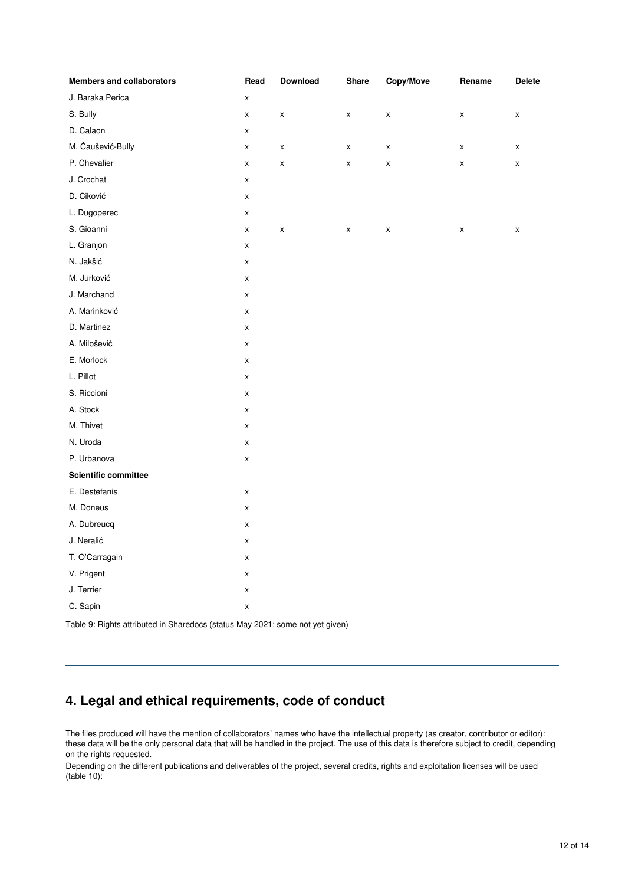| Members and collaborators | Read | Download | Share | Copy/Move | Rename | Delete |
|---|---|---|---|---|---|---|
| J. Baraka Perica | x | | | | | |
| S. Bully | x | x | x | x | x | x |
| D. Calaon | x | | | | | |
| M. Čaušević-Bully | x | x | x | x | x | x |
| P. Chevalier | x | x | x | x | x | x |
| J. Crochat | x | | | | | |
| D. Ciković | x | | | | | |
| L. Dugoperec | x | | | | | |
| S. Gioanni | x | x | x | x | x | x |
| L. Granjon | x | | | | | |
| N. Jakšić | x | | | | | |
| M. Jurković | x | | | | | |
| J. Marchand | x | | | | | |
| A. Marinković | x | | | | | |
| D. Martinez | x | | | | | |
| A. Milošević | x | | | | | |
| E. Morlock | x | | | | | |
| L. Pillot | x | | | | | |
| S. Riccioni | x | | | | | |
| A. Stock | x | | | | | |
| M. Thivet | x | | | | | |
| N. Uroda | x | | | | | |
| P. Urbanova | x | | | | | |
| **Scientific committee** | | | | | | |
| E. Destefanis | x | | | | | |
| M. Doneus | x | | | | | |
| A. Dubreucq | x | | | | | |
| J. Neralić | x | | | | | |
| T. O'Carragain | x | | | | | |
| V. Prigent | x | | | | | |
| J. Terrier | x | | | | | |
| C. Sapin | x | | | | | |

Table 9: Rights attributed in Sharedocs (status May 2021; some not yet given)

## 4. Legal and ethical requirements, code of conduct

The files produced will have the mention of collaborators' names who have the intellectual property (as creator, contributor or editor): these data will be the only personal data that will be handled in the project. The use of this data is therefore subject to credit, depending on the rights requested.

Depending on the different publications and deliverables of the project, several credits, rights and exploitation licenses will be used (table 10):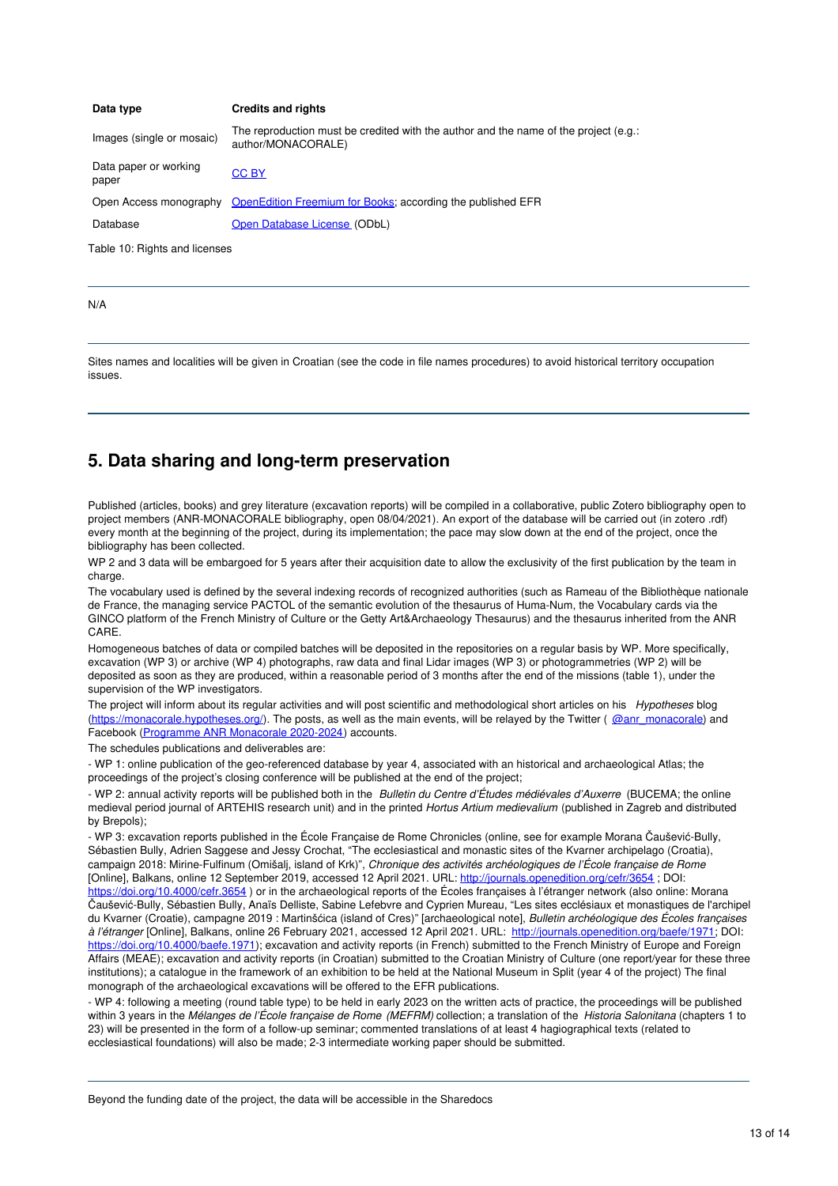| Data type | Credits and rights |
|---|---|
| Images (single or mosaic) | The reproduction must be credited with the author and the name of the project (e.g.: author/MONACORALE) |
| Data paper or working paper | CC BY |
| Open Access monography | OpenEdition Freemium for Books; according the published EFR |
| Database | Open Database License (ODbL) |

Table 10: Rights and licenses

---

N/A

---

Sites names and localities will be given in Croatian (see the code in file names procedures) to avoid historical territory occupation issues.

---

## 5. Data sharing and long-term preservation

Published (articles, books) and grey literature (excavation reports) will be compiled in a collaborative, public Zotero bibliography open to project members (ANR-MONACORALE bibliography, open 08/04/2021). An export of the database will be carried out (in zotero .rdf) every month at the beginning of the project, during its implementation; the pace may slow down at the end of the project, once the bibliography has been collected.

WP 2 and 3 data will be embargoed for 5 years after their acquisition date to allow the exclusivity of the first publication by the team in charge.

The vocabulary used is defined by the several indexing records of recognized authorities (such as Rameau of the Bibliothèque nationale de France, the managing service PACTOL of the semantic evolution of the thesaurus of Huma-Num, the Vocabulary cards via the GINCO platform of the French Ministry of Culture or the Getty Art&Archaeology Thesaurus) and the thesaurus inherited from the ANR CARE.

Homogeneous batches of data or compiled batches will be deposited in the repositories on a regular basis by WP. More specifically, excavation (WP 3) or archive (WP 4) photographs, raw data and final Lidar images (WP 3) or photogrammetries (WP 2) will be deposited as soon as they are produced, within a reasonable period of 3 months after the end of the missions (table 1), under the supervision of the WP investigators.

The project will inform about its regular activities and will post scientific and methodological short articles on his *Hypotheses* blog (https://monacorale.hypotheses.org/). The posts, as well as the main events, will be relayed by the Twitter ( @anr_monacorale) and Facebook (Programme ANR Monacorale 2020-2024) accounts.

The schedules publications and deliverables are:

- WP 1: online publication of the geo-referenced database by year 4, associated with an historical and archaeological Atlas; the proceedings of the project's closing conference will be published at the end of the project;

- WP 2: annual activity reports will be published both in the *Bulletin du Centre d'Études médiévales d'Auxerre* (BUCEMA; the online medieval period journal of ARTEHIS research unit) and in the printed *Hortus Artium medievalium* (published in Zagreb and distributed by Brepols);

- WP 3: excavation reports published in the École Française de Rome Chronicles (online, see for example Morana Čaušević-Bully, Sébastien Bully, Adrien Saggese and Jessy Crochat, "The ecclesiastical and monastic sites of the Kvarner archipelago (Croatia), campaign 2018: Mirine-Fulfinum (Omišalj, island of Krk)", *Chronique des activités archéologiques de l'École française de Rome* [Online], Balkans, online 12 September 2019, accessed 12 April 2021. URL: http://journals.openedition.org/cefr/3654 ; DOI: https://doi.org/10.4000/cefr.3654 ) or in the archaeological reports of the Écoles françaises à l'étranger network (also online: Morana Čaušević-Bully, Sébastien Bully, Anaïs Delliste, Sabine Lefebvre and Cyprien Mureau, "Les sites ecclésiaux et monastiques de l'archipel du Kvarner (Croatie), campagne 2019 : Martinšćica (island of Cres)" [archaeological note], *Bulletin archéologique des Écoles françaises à l'étranger* [Online], Balkans, online 26 February 2021, accessed 12 April 2021. URL: http://journals.openedition.org/baefe/1971; DOI: https://doi.org/10.4000/baefe.1971); excavation and activity reports (in French) submitted to the French Ministry of Europe and Foreign Affairs (MEAE); excavation and activity reports (in Croatian) submitted to the Croatian Ministry of Culture (one report/year for these three institutions); a catalogue in the framework of an exhibition to be held at the National Museum in Split (year 4 of the project) The final monograph of the archaeological excavations will be offered to the EFR publications.

- WP 4: following a meeting (round table type) to be held in early 2023 on the written acts of practice, the proceedings will be published within 3 years in the *Mélanges de l'École française de Rome (MEFRM)* collection; a translation of the *Historia Salonitana* (chapters 1 to 23) will be presented in the form of a follow-up seminar; commented translations of at least 4 hagiographical texts (related to ecclesiastical foundations) will also be made; 2-3 intermediate working paper should be submitted.

---

Beyond the funding date of the project, the data will be accessible in the Sharedocs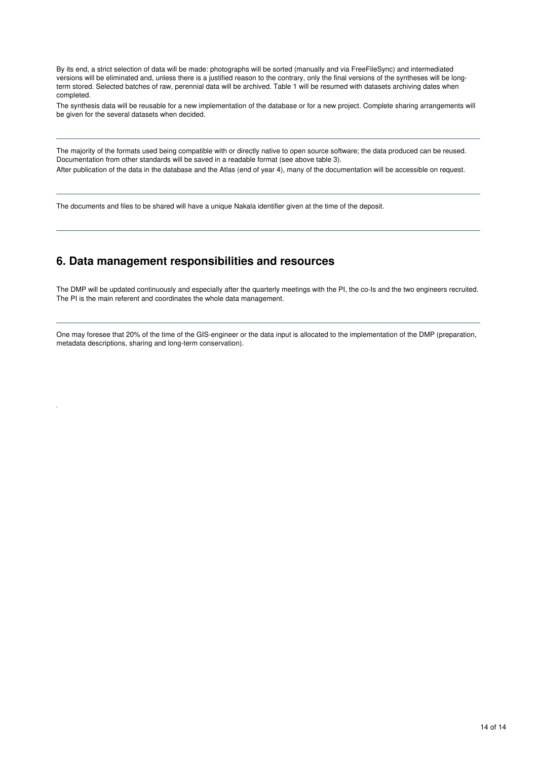By its end, a strict selection of data will be made: photographs will be sorted (manually and via FreeFileSync) and intermediated versions will be eliminated and, unless there is a justified reason to the contrary, only the final versions of the syntheses will be long-term stored. Selected batches of raw, perennial data will be archived. Table 1 will be resumed with datasets archiving dates when completed.

The synthesis data will be reusable for a new implementation of the database or for a new project. Complete sharing arrangements will be given for the several datasets when decided.

---

The majority of the formats used being compatible with or directly native to open source software; the data produced can be reused. Documentation from other standards will be saved in a readable format (see above table 3).

After publication of the data in the database and the Atlas (end of year 4), many of the documentation will be accessible on request.

---

The documents and files to be shared will have a unique Nakala identifier given at the time of the deposit.

---

## 6. Data management responsibilities and resources

The DMP will be updated continuously and especially after the quarterly meetings with the PI, the co-Is and the two engineers recruited. The PI is the main referent and coordinates the whole data management.

---

One may foresee that 20% of the time of the GIS-engineer or the data input is allocated to the implementation of the DMP (preparation, metadata descriptions, sharing and long-term conservation).